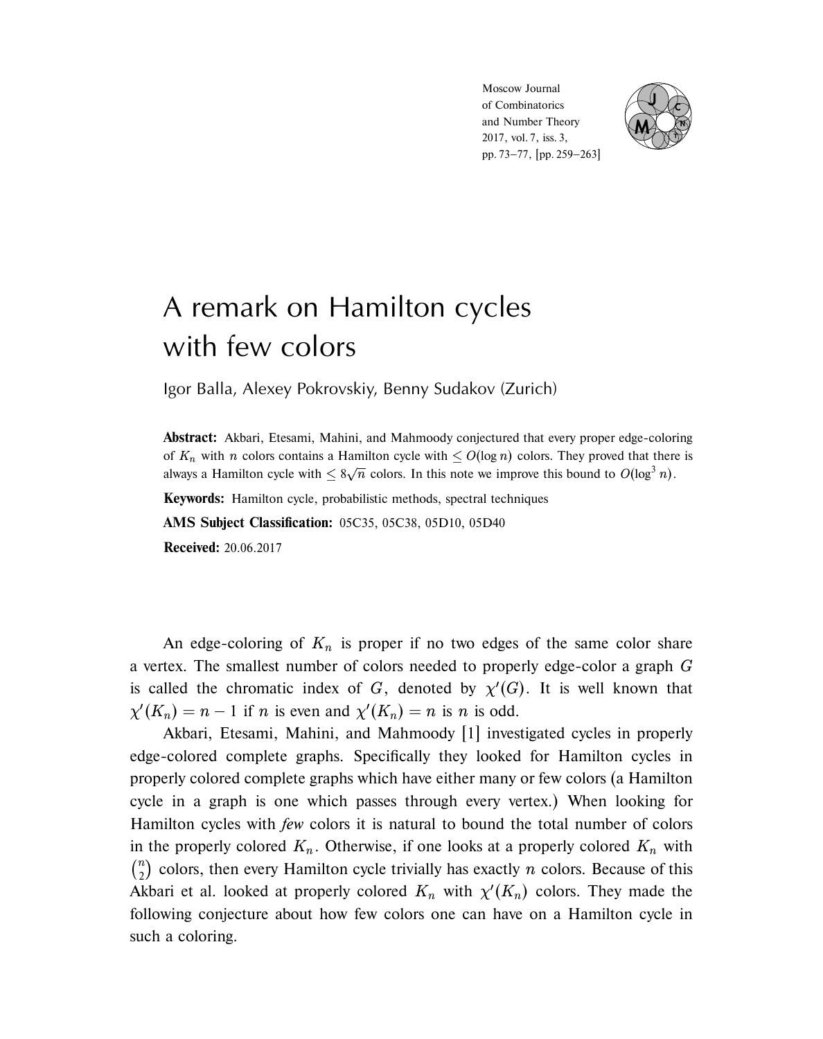# A remark on Hamilton cycles with few colors

Igor Balla, Alexey Pokrovskiy, Benny Sudakov (Zurich)

**Abstract:** Akbari, Etesami, Mahini, and Mahmoody conjectured that every proper edge-coloring of $K_n$ with $n$ colors contains a Hamilton cycle with $\leq O(\log n)$ colors. They proved that there is always a Hamilton cycle with $\leq 8\sqrt{n}$ colors. In this note we improve this bound to $O(\log^3 n)$.

**Keywords:** Hamilton cycle, probabilistic methods, spectral techniques

**AMS Subject Classification:** 05C35, 05C38, 05D10, 05D40

**Received:** 20.06.2017

An edge-coloring of $K_n$ is proper if no two edges of the same color share a vertex. The smallest number of colors needed to properly edge-color a graph $G$ is called the chromatic index of $G$, denoted by $\chi'(G)$. It is well known that $\chi'(K_n) = n - 1$ if $n$ is even and $\chi'(K_n) = n$ is $n$ is odd.

Akbari, Etesami, Mahini, and Mahmoody [1] investigated cycles in properly edge-colored complete graphs. Specifically they looked for Hamilton cycles in properly colored complete graphs which have either many or few colors (a Hamilton cycle in a graph is one which passes through every vertex.) When looking for Hamilton cycles with *few* colors it is natural to bound the total number of colors in the properly colored $K_n$. Otherwise, if one looks at a properly colored $K_n$ with $\binom{n}{2}$ colors, then every Hamilton cycle trivially has exactly $n$ colors. Because of this Akbari et al. looked at properly colored $K_n$ with $\chi'(K_n)$ colors. They made the following conjecture about how few colors one can have on a Hamilton cycle in such a coloring.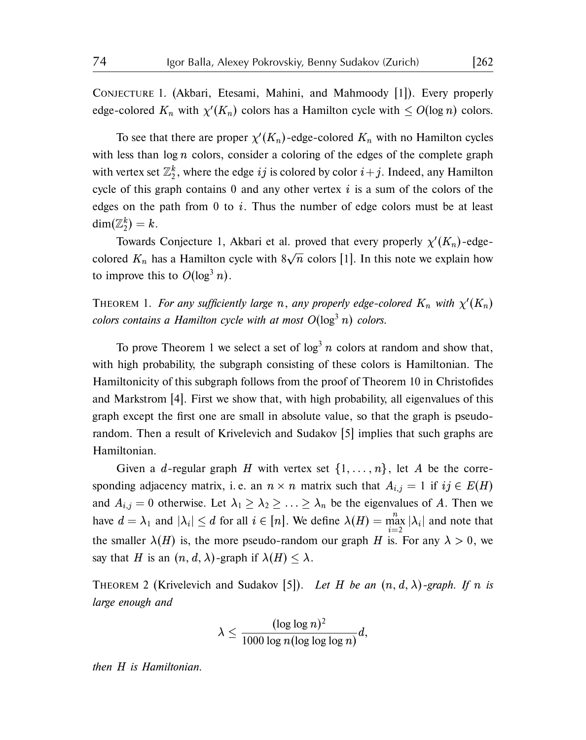Conjecture 1. (Akbari, Etesami, Mahini, and Mahmoody [1]). Every properly edge-colored $K_n$ with $\chi'(K_n)$ colors has a Hamilton cycle with $\leq O(\log n)$ colors.

To see that there are proper $\chi'(K_n)$-edge-colored $K_n$ with no Hamilton cycles with less than $\log n$ colors, consider a coloring of the edges of the complete graph with vertex set $\mathbb{Z}_2^k$, where the edge $ij$ is colored by color $i+j$. Indeed, any Hamilton cycle of this graph contains 0 and any other vertex $i$ is a sum of the colors of the edges on the path from 0 to $i$. Thus the number of edge colors must be at least $\dim(\mathbb{Z}_2^k) = k$.

Towards Conjecture 1, Akbari et al. proved that every properly $\chi'(K_n)$-edge-colored $K_n$ has a Hamilton cycle with $8\sqrt{n}$ colors [1]. In this note we explain how to improve this to $O(\log^3 n)$.

Theorem 1. *For any sufficiently large $n$, any properly edge-colored $K_n$ with $\chi'(K_n)$ colors contains a Hamilton cycle with at most $O(\log^3 n)$ colors.*

To prove Theorem 1 we select a set of $\log^3 n$ colors at random and show that, with high probability, the subgraph consisting of these colors is Hamiltonian. The Hamiltonicity of this subgraph follows from the proof of Theorem 10 in Christofides and Markstrom [4]. First we show that, with high probability, all eigenvalues of this graph except the first one are small in absolute value, so that the graph is pseudo-random. Then a result of Krivelevich and Sudakov [5] implies that such graphs are Hamiltonian.

Given a $d$-regular graph $H$ with vertex set $\{1, \ldots, n\}$, let $A$ be the corresponding adjacency matrix, i. e. an $n \times n$ matrix such that $A_{i,j} = 1$ if $ij \in E(H)$ and $A_{i,j} = 0$ otherwise. Let $\lambda_1 \geq \lambda_2 \geq \ldots \geq \lambda_n$ be the eigenvalues of $A$. Then we have $d = \lambda_1$ and $|\lambda_i| \leq d$ for all $i \in [n]$. We define $\lambda(H) = \max_{i=2}^{n} |\lambda_i|$ and note that the smaller $\lambda(H)$ is, the more pseudo-random our graph $H$ is. For any $\lambda > 0$, we say that $H$ is an $(n, d, \lambda)$-graph if $\lambda(H) \leq \lambda$.

Theorem 2 (Krivelevich and Sudakov [5]). *Let $H$ be an $(n, d, \lambda)$-graph. If $n$ is large enough and*

$$\lambda \leq \frac{(\log \log n)^2}{1000 \log n(\log \log \log n)} d,$$

*then $H$ is Hamiltonian.*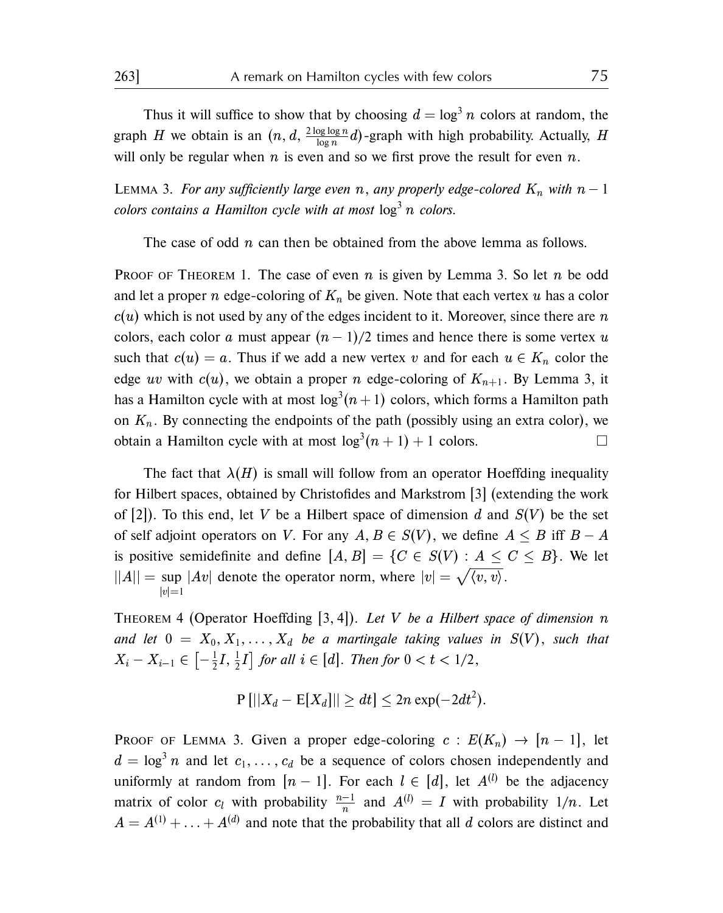Thus it will suffice to show that by choosing $d = \log^3 n$ colors at random, the graph $H$ we obtain is an $(n, d, \frac{2 \log \log n}{\log n} d)$-graph with high probability. Actually, $H$ will only be regular when $n$ is even and so we first prove the result for even $n$.

LEMMA 3. *For any sufficiently large even $n$, any properly edge-colored $K_n$ with $n-1$ colors contains a Hamilton cycle with at most $\log^3 n$ colors.*

The case of odd $n$ can then be obtained from the above lemma as follows.

PROOF OF THEOREM 1. The case of even $n$ is given by Lemma 3. So let $n$ be odd and let a proper $n$ edge-coloring of $K_n$ be given. Note that each vertex $u$ has a color $c(u)$ which is not used by any of the edges incident to it. Moreover, since there are $n$ colors, each color $a$ must appear $(n-1)/2$ times and hence there is some vertex $u$ such that $c(u) = a$. Thus if we add a new vertex $v$ and for each $u \in K_n$ color the edge $uv$ with $c(u)$, we obtain a proper $n$ edge-coloring of $K_{n+1}$. By Lemma 3, it has a Hamilton cycle with at most $\log^3(n+1)$ colors, which forms a Hamilton path on $K_n$. By connecting the endpoints of the path (possibly using an extra color), we obtain a Hamilton cycle with at most $\log^3(n+1) + 1$ colors. $\square$

The fact that $\lambda(H)$ is small will follow from an operator Hoeffding inequality for Hilbert spaces, obtained by Christofides and Markstrom [3] (extending the work of [2]). To this end, let $V$ be a Hilbert space of dimension $d$ and $S(V)$ be the set of self adjoint operators on $V$. For any $A, B \in S(V)$, we define $A \leq B$ iff $B - A$ is positive semidefinite and define $[A, B] = \{C \in S(V) : A \leq C \leq B\}$. We let $||A|| = \sup_{|v|=1} |Av|$ denote the operator norm, where $|v| = \sqrt{\langle v, v \rangle}$.

THEOREM 4 (Operator Hoeffding [3, 4]). *Let $V$ be a Hilbert space of dimension $n$ and let $0 = X_0, X_1, \ldots, X_d$ be a martingale taking values in $S(V)$, such that $X_i - X_{i-1} \in \left[-\frac{1}{2}I, \frac{1}{2}I\right]$ for all $i \in [d]$. Then for $0 < t < 1/2$,*

$$\mathrm{P}\left[||X_d - \mathrm{E}[X_d]|| \geq dt\right] \leq 2n \exp(-2dt^2).$$

PROOF OF LEMMA 3. Given a proper edge-coloring $c : E(K_n) \to [n-1]$, let $d = \log^3 n$ and let $c_1, \ldots, c_d$ be a sequence of colors chosen independently and uniformly at random from $[n-1]$. For each $l \in [d]$, let $A^{(l)}$ be the adjacency matrix of color $c_l$ with probability $\frac{n-1}{n}$ and $A^{(l)} = I$ with probability $1/n$. Let $A = A^{(1)} + \ldots + A^{(d)}$ and note that the probability that all $d$ colors are distinct and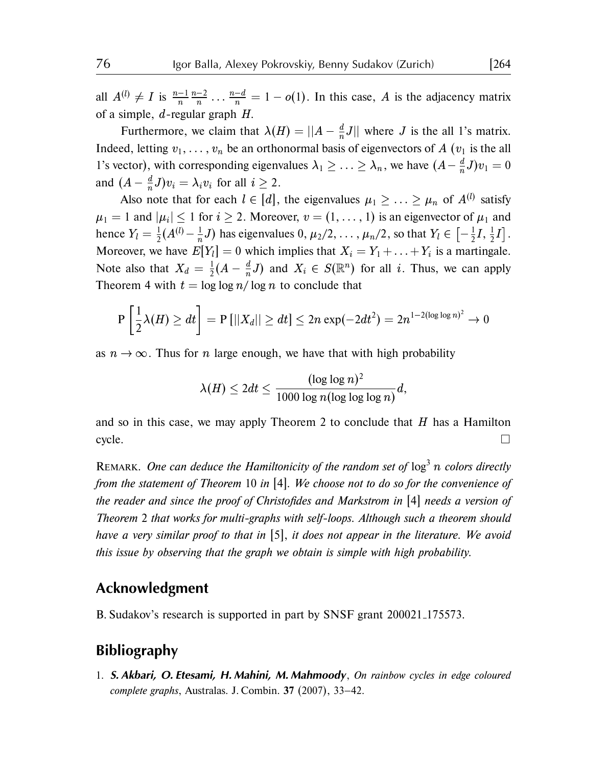all $A^{(l)} \neq I$ is $\frac{n-1}{n}\frac{n-2}{n}\dots\frac{n-d}{n} = 1 - o(1)$. In this case, $A$ is the adjacency matrix of a simple, $d$-regular graph $H$.

Furthermore, we claim that $\lambda(H) = ||A - \frac{d}{n}J||$ where $J$ is the all 1's matrix. Indeed, letting $v_1, \dots, v_n$ be an orthonormal basis of eigenvectors of $A$ ($v_1$ is the all 1's vector), with corresponding eigenvalues $\lambda_1 \geq \dots \geq \lambda_n$, we have $(A - \frac{d}{n}J)v_1 = 0$ and $(A - \frac{d}{n}J)v_i = \lambda_i v_i$ for all $i \geq 2$.

Also note that for each $l \in [d]$, the eigenvalues $\mu_1 \geq \dots \geq \mu_n$ of $A^{(l)}$ satisfy $\mu_1 = 1$ and $|\mu_i| \leq 1$ for $i \geq 2$. Moreover, $v = (1, \dots, 1)$ is an eigenvector of $\mu_1$ and hence $Y_l = \frac{1}{2}(A^{(l)} - \frac{1}{n}J)$ has eigenvalues $0, \mu_2/2, \dots, \mu_n/2$, so that $Y_l \in \left[-\frac{1}{2}I, \frac{1}{2}I\right]$. Moreover, we have $E[Y_l] = 0$ which implies that $X_i = Y_1 + \dots + Y_i$ is a martingale. Note also that $X_d = \frac{1}{2}(A - \frac{d}{n}J)$ and $X_i \in S(\mathbb{R}^n)$ for all $i$. Thus, we can apply Theorem 4 with $t = \log\log n / \log n$ to conclude that

$$\mathrm{P}\left[\frac{1}{2}\lambda(H) \geq dt\right] = \mathrm{P}\left[||X_d|| \geq dt\right] \leq 2n\exp(-2dt^2) = 2n^{1-2(\log\log n)^2} \to 0$$

as $n \to \infty$. Thus for $n$ large enough, we have that with high probability

$$\lambda(H) \leq 2dt \leq \frac{(\log\log n)^2}{1000\log n(\log\log\log n)}d,$$

and so in this case, we may apply Theorem 2 to conclude that $H$ has a Hamilton cycle. □

REMARK. *One can deduce the Hamiltonicity of the random set of* $\log^3 n$ *colors directly from the statement of Theorem* 10 *in* [4]. *We choose not to do so for the convenience of the reader and since the proof of Christofides and Markstrom in* [4] *needs a version of Theorem* 2 *that works for multi-graphs with self-loops. Although such a theorem should have a very similar proof to that in* [5], *it does not appear in the literature. We avoid this issue by observing that the graph we obtain is simple with high probability.*

## Acknowledgment

B. Sudakov's research is supported in part by SNSF grant 200021_175573.

## Bibliography

1. ***S. Akbari, O. Etesami, H. Mahini, M. Mahmoody***, *On rainbow cycles in edge coloured complete graphs*, Australas. J. Combin. **37** (2007), 33–42.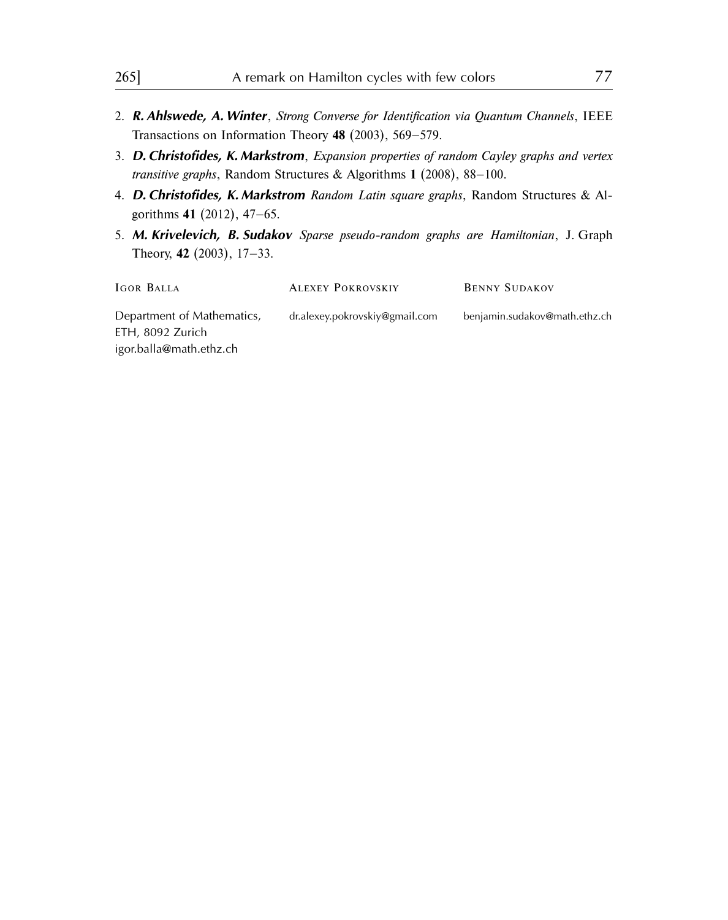2. ***R. Ahlswede, A. Winter***, *Strong Converse for Identification via Quantum Channels*, IEEE Transactions on Information Theory **48** (2003), 569–579.
3. ***D. Christofides, K. Markstrom***, *Expansion properties of random Cayley graphs and vertex transitive graphs*, Random Structures & Algorithms **1** (2008), 88–100.
4. ***D. Christofides, K. Markstrom*** *Random Latin square graphs*, Random Structures & Algorithms **41** (2012), 47–65.
5. ***M. Krivelevich, B. Sudakov*** *Sparse pseudo-random graphs are Hamiltonian*, J. Graph Theory, **42** (2003), 17–33.

IGOR BALLA

Department of Mathematics,
ETH, 8092 Zurich
igor.balla@math.ethz.ch

ALEXEY POKROVSKIY

dr.alexey.pokrovskiy@gmail.com

BENNY SUDAKOV

benjamin.sudakov@math.ethz.ch